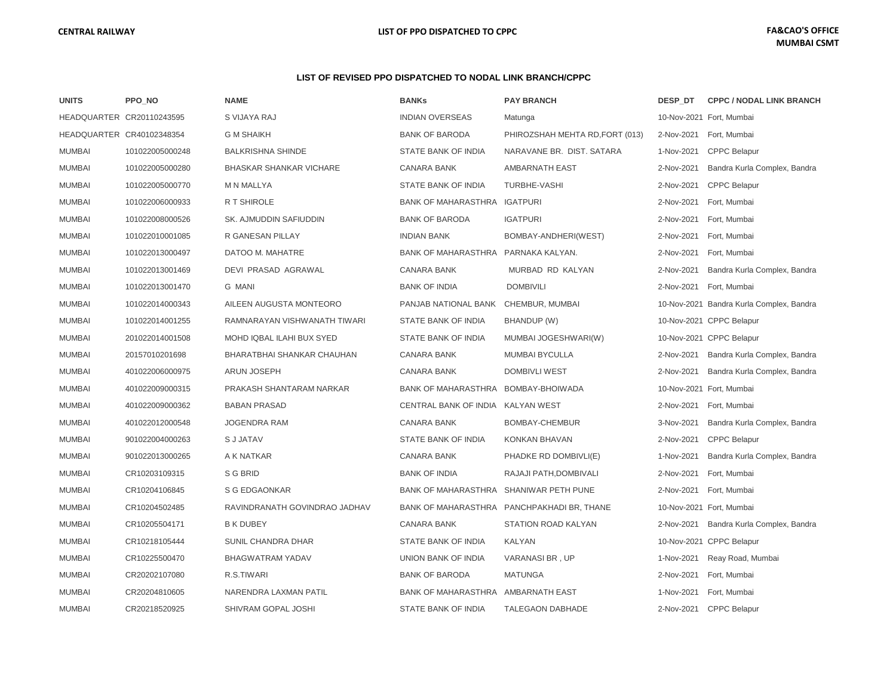CENTRAL RAILWAY | LIST OF PPO DISPATCHED TO CPPC | FA&CAO'S OFFICE MUMBAI CSMT

## LIST OF REVISED PPO DISPATCHED TO NODAL LINK BRANCH/CPPC

| UNITS | PPO_NO | NAME | BANKs | PAY BRANCH | DESP_DT | CPPC / NODAL LINK BRANCH |
|---|---|---|---|---|---|---|
| HEADQUARTER | CR20110243595 | S VIJAYA RAJ | INDIAN OVERSEAS | Matunga | 10-Nov-2021 | Fort, Mumbai |
| HEADQUARTER | CR40102348354 | G M SHAIKH | BANK OF BARODA | PHIROZSHAH MEHTA RD,FORT (013) | 2-Nov-2021 | Fort, Mumbai |
| MUMBAI | 101022005000248 | BALKRISHNA SHINDE | STATE BANK OF INDIA | NARAVANE BR. DIST. SATARA | 1-Nov-2021 | CPPC Belapur |
| MUMBAI | 101022005000280 | BHASKAR SHANKAR VICHARE | CANARA BANK | AMBARNATH EAST | 2-Nov-2021 | Bandra Kurla Complex, Bandra |
| MUMBAI | 101022005000770 | M N MALLYA | STATE BANK OF INDIA | TURBHE-VASHI | 2-Nov-2021 | CPPC Belapur |
| MUMBAI | 101022006000933 | R T SHIROLE | BANK OF MAHARASTHRA | IGATPURI | 2-Nov-2021 | Fort, Mumbai |
| MUMBAI | 101022008000526 | SK. AJMUDDIN SAFIUDDIN | BANK OF BARODA | IGATPURI | 2-Nov-2021 | Fort, Mumbai |
| MUMBAI | 101022010001085 | R GANESAN PILLAY | INDIAN BANK | BOMBAY-ANDHERI(WEST) | 2-Nov-2021 | Fort, Mumbai |
| MUMBAI | 101022013000497 | DATOO M. MAHATRE | BANK OF MAHARASTHRA | PARNAKA KALYAN. | 2-Nov-2021 | Fort, Mumbai |
| MUMBAI | 101022013001469 | DEVI PRASAD AGRAWAL | CANARA BANK | MURBAD RD KALYAN | 2-Nov-2021 | Bandra Kurla Complex, Bandra |
| MUMBAI | 101022013001470 | G MANI | BANK OF INDIA | DOMBIVILI | 2-Nov-2021 | Fort, Mumbai |
| MUMBAI | 101022014000343 | AILEEN AUGUSTA MONTEORO | PANJAB NATIONAL BANK | CHEMBUR, MUMBAI | 10-Nov-2021 | Bandra Kurla Complex, Bandra |
| MUMBAI | 101022014001255 | RAMNARAYAN VISHWANATH TIWARI | STATE BANK OF INDIA | BHANDUP (W) | 10-Nov-2021 | CPPC Belapur |
| MUMBAI | 201022014001508 | MOHD IQBAL ILAHI BUX SYED | STATE BANK OF INDIA | MUMBAI JOGESHWARI(W) | 10-Nov-2021 | CPPC Belapur |
| MUMBAI | 20157010201698 | BHARATBHAI SHANKAR CHAUHAN | CANARA BANK | MUMBAI BYCULLA | 2-Nov-2021 | Bandra Kurla Complex, Bandra |
| MUMBAI | 401022006000975 | ARUN JOSEPH | CANARA BANK | DOMBIVLI WEST | 2-Nov-2021 | Bandra Kurla Complex, Bandra |
| MUMBAI | 401022009000315 | PRAKASH SHANTARAM NARKAR | BANK OF MAHARASTHRA | BOMBAY-BHOIWADA | 10-Nov-2021 | Fort, Mumbai |
| MUMBAI | 401022009000362 | BABAN PRASAD | CENTRAL BANK OF INDIA | KALYAN WEST | 2-Nov-2021 | Fort, Mumbai |
| MUMBAI | 401022012000548 | JOGENDRA RAM | CANARA BANK | BOMBAY-CHEMBUR | 3-Nov-2021 | Bandra Kurla Complex, Bandra |
| MUMBAI | 901022004000263 | S J JATAV | STATE BANK OF INDIA | KONKAN BHAVAN | 2-Nov-2021 | CPPC Belapur |
| MUMBAI | 901022013000265 | A K NATKAR | CANARA BANK | PHADKE RD DOMBIVLI(E) | 1-Nov-2021 | Bandra Kurla Complex, Bandra |
| MUMBAI | CR10203109315 | S G BRID | BANK OF INDIA | RAJAJI PATH,DOMBIVALI | 2-Nov-2021 | Fort, Mumbai |
| MUMBAI | CR10204106845 | S G EDGAONKAR | BANK OF MAHARASTHRA | SHANIWAR PETH PUNE | 2-Nov-2021 | Fort, Mumbai |
| MUMBAI | CR10204502485 | RAVINDRANATH GOVINDRAO JADHAV | BANK OF MAHARASTHRA | PANCHPAKHADI BR, THANE | 10-Nov-2021 | Fort, Mumbai |
| MUMBAI | CR10205504171 | B K DUBEY | CANARA BANK | STATION ROAD KALYAN | 2-Nov-2021 | Bandra Kurla Complex, Bandra |
| MUMBAI | CR10218105444 | SUNIL CHANDRA DHAR | STATE BANK OF INDIA | KALYAN | 10-Nov-2021 | CPPC Belapur |
| MUMBAI | CR10225500470 | BHAGWATRAM YADAV | UNION BANK OF INDIA | VARANASI BR , UP | 1-Nov-2021 | Reay Road, Mumbai |
| MUMBAI | CR20202107080 | R.S.TIWARI | BANK OF BARODA | MATUNGA | 2-Nov-2021 | Fort, Mumbai |
| MUMBAI | CR20204810605 | NARENDRA LAXMAN PATIL | BANK OF MAHARASTHRA | AMBARNATH EAST | 1-Nov-2021 | Fort, Mumbai |
| MUMBAI | CR20218520925 | SHIVRAM GOPAL JOSHI | STATE BANK OF INDIA | TALEGAON DABHADE | 2-Nov-2021 | CPPC Belapur |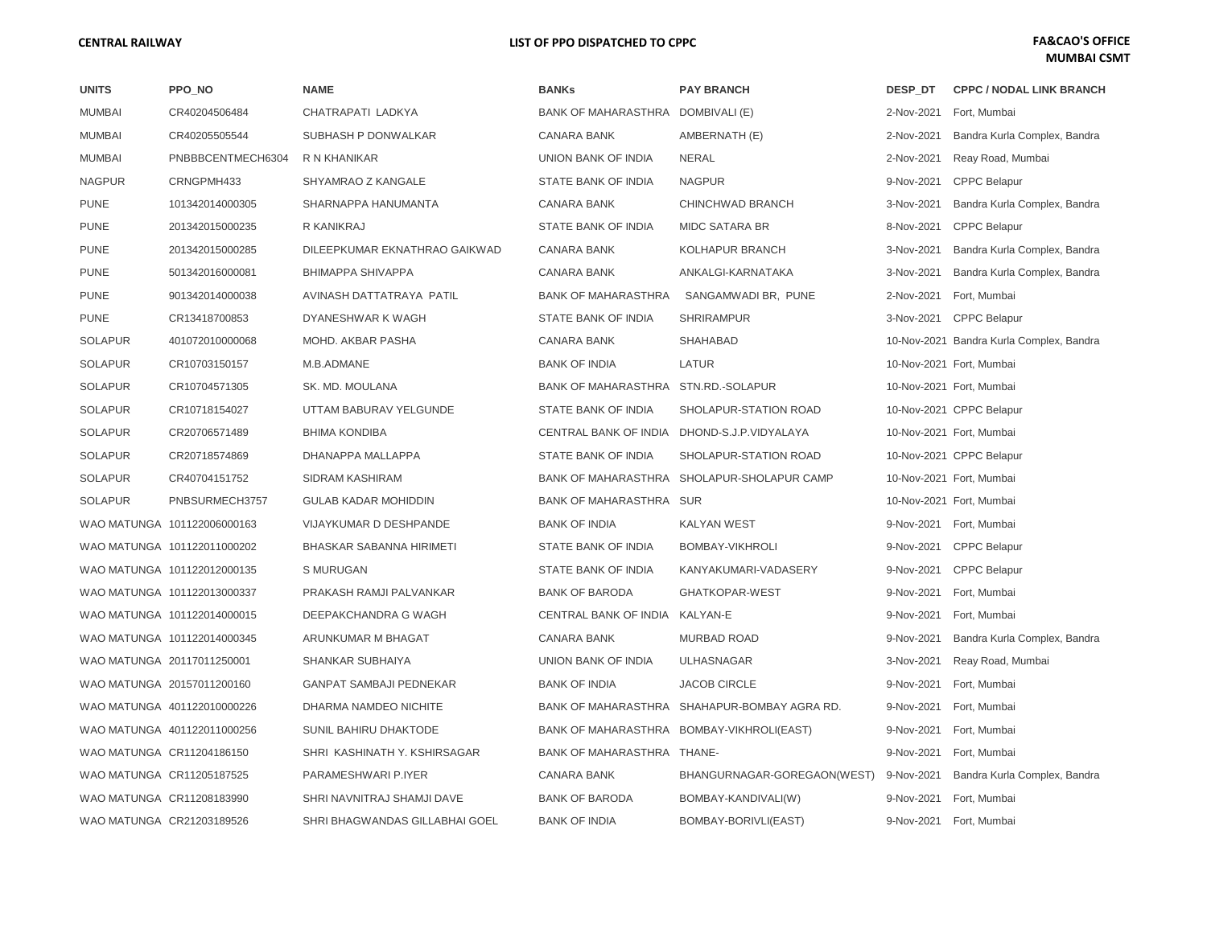**CENTRAL RAILWAY** | **LIST OF PPO DISPATCHED TO CPPC** | **FA&CAO'S OFFICE MUMBAI CSMT**

| UNITS | PPO_NO | NAME | BANKs | PAY BRANCH | DESP_DT | CPPC / NODAL LINK BRANCH |
|---|---|---|---|---|---|---|
| MUMBAI | CR40204506484 | CHATRAPATI LADKYA | BANK OF MAHARASHTRA | DOMBIVALI (E) | 2-Nov-2021 | Fort, Mumbai |
| MUMBAI | CR40205505544 | SUBHASH P DONWALKAR | CANARA BANK | AMBERNATH (E) | 2-Nov-2021 | Bandra Kurla Complex, Bandra |
| MUMBAI | PNBBBCENTMECH6304 | R N KHANIKAR | UNION BANK OF INDIA | NERAL | 2-Nov-2021 | Reay Road, Mumbai |
| NAGPUR | CRNGPMH433 | SHYAMRAO Z KANGALE | STATE BANK OF INDIA | NAGPUR | 9-Nov-2021 | CPPC Belapur |
| PUNE | 101342014000305 | SHARNAPPA HANUMANTA | CANARA BANK | CHINCHWAD BRANCH | 3-Nov-2021 | Bandra Kurla Complex, Bandra |
| PUNE | 201342015000235 | R KANIKRAJ | STATE BANK OF INDIA | MIDC SATARA BR | 8-Nov-2021 | CPPC Belapur |
| PUNE | 201342015000285 | DILEEPKUMAR EKNATHRAO GAIKWAD | CANARA BANK | KOLHAPUR BRANCH | 3-Nov-2021 | Bandra Kurla Complex, Bandra |
| PUNE | 501342016000081 | BHIMAPPA SHIVAPPA | CANARA BANK | ANKALGI-KARNATAKA | 3-Nov-2021 | Bandra Kurla Complex, Bandra |
| PUNE | 901342014000038 | AVINASH DATTATRAYA PATIL | BANK OF MAHARASHTRA | SANGAMWADI BR, PUNE | 2-Nov-2021 | Fort, Mumbai |
| PUNE | CR13418700853 | DYANESHWAR K WAGH | STATE BANK OF INDIA | SHRIRAMPUR | 3-Nov-2021 | CPPC Belapur |
| SOLAPUR | 401072010000068 | MOHD. AKBAR PASHA | CANARA BANK | SHAHABAD | 10-Nov-2021 | Bandra Kurla Complex, Bandra |
| SOLAPUR | CR10703150157 | M.B.ADMANE | BANK OF INDIA | LATUR | 10-Nov-2021 | Fort, Mumbai |
| SOLAPUR | CR10704571305 | SK. MD. MOULANA | BANK OF MAHARASHTRA | STN.RD.-SOLAPUR | 10-Nov-2021 | Fort, Mumbai |
| SOLAPUR | CR10718154027 | UTTAM BABURAV YELGUNDE | STATE BANK OF INDIA | SHOLAPUR-STATION ROAD | 10-Nov-2021 | CPPC Belapur |
| SOLAPUR | CR20706571489 | BHIMA KONDIBA | CENTRAL BANK OF INDIA | DHOND-S.J.P.VIDYALAYA | 10-Nov-2021 | Fort, Mumbai |
| SOLAPUR | CR20718574869 | DHANAPPA MALLAPPA | STATE BANK OF INDIA | SHOLAPUR-STATION ROAD | 10-Nov-2021 | CPPC Belapur |
| SOLAPUR | CR40704151752 | SIDRAM KASHIRAM | BANK OF MAHARASHTRA | SHOLAPUR-SHOLAPUR CAMP | 10-Nov-2021 | Fort, Mumbai |
| SOLAPUR | PNBSURMECH3757 | GULAB KADAR MOHIDDIN | BANK OF MAHARASHTRA | SUR | 10-Nov-2021 | Fort, Mumbai |
| WAO MATUNGA | 101122006000163 | VIJAYKUMAR D DESHPANDE | BANK OF INDIA | KALYAN WEST | 9-Nov-2021 | Fort, Mumbai |
| WAO MATUNGA | 101122011000202 | BHASKAR SABANNA HIRIMETI | STATE BANK OF INDIA | BOMBAY-VIKHROLI | 9-Nov-2021 | CPPC Belapur |
| WAO MATUNGA | 101122012000135 | S MURUGAN | STATE BANK OF INDIA | KANYAKUMARI-VADASERY | 9-Nov-2021 | CPPC Belapur |
| WAO MATUNGA | 101122013000337 | PRAKASH RAMJI PALVANKAR | BANK OF BARODA | GHATKOPAR-WEST | 9-Nov-2021 | Fort, Mumbai |
| WAO MATUNGA | 101122014000015 | DEEPAKCHANDRA G WAGH | CENTRAL BANK OF INDIA | KALYAN-E | 9-Nov-2021 | Fort, Mumbai |
| WAO MATUNGA | 101122014000345 | ARUNKUMAR M BHAGAT | CANARA BANK | MURBAD ROAD | 9-Nov-2021 | Bandra Kurla Complex, Bandra |
| WAO MATUNGA | 20117011250001 | SHANKAR SUBHAIYA | UNION BANK OF INDIA | ULHASNAGAR | 3-Nov-2021 | Reay Road, Mumbai |
| WAO MATUNGA | 20157011200160 | GANPAT SAMBAJI PEDNEKAR | BANK OF INDIA | JACOB CIRCLE | 9-Nov-2021 | Fort, Mumbai |
| WAO MATUNGA | 401122010000226 | DHARMA NAMDEO NICHITE | BANK OF MAHARASHTRA | SHAHAPUR-BOMBAY AGRA RD. | 9-Nov-2021 | Fort, Mumbai |
| WAO MATUNGA | 401122011000256 | SUNIL BAHIRU DHAKTODE | BANK OF MAHARASHTRA | BOMBAY-VIKHROLI(EAST) | 9-Nov-2021 | Fort, Mumbai |
| WAO MATUNGA | CR11204186150 | SHRI KASHINATH Y. KSHIRSAGAR | BANK OF MAHARASHTRA | THANE- | 9-Nov-2021 | Fort, Mumbai |
| WAO MATUNGA | CR11205187525 | PARAMESHWARI P.IYER | CANARA BANK | BHANGURNAGAR-GOREGAON(WEST) | 9-Nov-2021 | Bandra Kurla Complex, Bandra |
| WAO MATUNGA | CR11208183990 | SHRI NAVNITRAJ SHAMJI DAVE | BANK OF BARODA | BOMBAY-KANDIVALI(W) | 9-Nov-2021 | Fort, Mumbai |
| WAO MATUNGA | CR21203189526 | SHRI BHAGWANDAS GILLABHAI GOEL | BANK OF INDIA | BOMBAY-BORIVLI(EAST) | 9-Nov-2021 | Fort, Mumbai |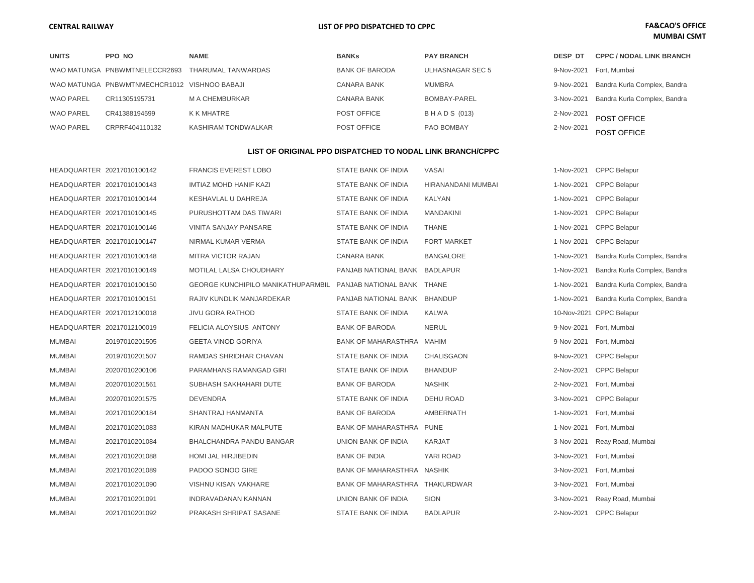**CENTRAL RAILWAY** | **LIST OF PPO DISPATCHED TO CPPC** | **FA&CAO'S OFFICE MUMBAI CSMT**

| UNITS | PPO_NO | NAME | BANKs | PAY BRANCH | DESP_DT | CPPC / NODAL LINK BRANCH |
|---|---|---|---|---|---|---|
| WAO MATUNGA | PNBWMTNELECCR2693 | THARUMAL TANWARDAS | BANK OF BARODA | ULHASNAGAR SEC 5 | 9-Nov-2021 | Fort, Mumbai |
| WAO MATUNGA | PNBWMTNMECHCR1012 | VISHNOO BABAJI | CANARA BANK | MUMBRA | 9-Nov-2021 | Bandra Kurla Complex, Bandra |
| WAO PAREL | CR11305195731 | M A CHEMBURKAR | CANARA BANK | BOMBAY-PAREL | 3-Nov-2021 | Bandra Kurla Complex, Bandra |
| WAO PAREL | CR41388194599 | K K MHATRE | POST OFFICE | B H A D S (013) | 2-Nov-2021 | POST OFFICE |
| WAO PAREL | CRPRF404110132 | KASHIRAM TONDWALKAR | POST OFFICE | PAO BOMBAY | 2-Nov-2021 | POST OFFICE |

**LIST OF ORIGINAL PPO DISPATCHED TO NODAL LINK BRANCH/CPPC**

| UNITS | PPO_NO | NAME | BANKs | PAY BRANCH | DESP_DT | CPPC / NODAL LINK BRANCH |
|---|---|---|---|---|---|---|
| HEADQUARTER | 20217010100142 | FRANCIS EVEREST LOBO | STATE BANK OF INDIA | VASAI | 1-Nov-2021 | CPPC Belapur |
| HEADQUARTER | 20217010100143 | IMTIAZ MOHD HANIF KAZI | STATE BANK OF INDIA | HIRANANDANI MUMBAI | 1-Nov-2021 | CPPC Belapur |
| HEADQUARTER | 20217010100144 | KESHAVLAL U DAHREJA | STATE BANK OF INDIA | KALYAN | 1-Nov-2021 | CPPC Belapur |
| HEADQUARTER | 20217010100145 | PURUSHOTTAM DAS TIWARI | STATE BANK OF INDIA | MANDAKINI | 1-Nov-2021 | CPPC Belapur |
| HEADQUARTER | 20217010100146 | VINITA SANJAY PANSARE | STATE BANK OF INDIA | THANE | 1-Nov-2021 | CPPC Belapur |
| HEADQUARTER | 20217010100147 | NIRMAL KUMAR VERMA | STATE BANK OF INDIA | FORT MARKET | 1-Nov-2021 | CPPC Belapur |
| HEADQUARTER | 20217010100148 | MITRA VICTOR RAJAN | CANARA BANK | BANGALORE | 1-Nov-2021 | Bandra Kurla Complex, Bandra |
| HEADQUARTER | 20217010100149 | MOTILAL LALSA CHOUDHARY | PANJAB NATIONAL BANK | BADLAPUR | 1-Nov-2021 | Bandra Kurla Complex, Bandra |
| HEADQUARTER | 20217010100150 | GEORGE KUNCHIPILO MANIKATHUPARMBIL | PANJAB NATIONAL BANK | THANE | 1-Nov-2021 | Bandra Kurla Complex, Bandra |
| HEADQUARTER | 20217010100151 | RAJIV KUNDLIK MANJARDEKAR | PANJAB NATIONAL BANK | BHANDUP | 1-Nov-2021 | Bandra Kurla Complex, Bandra |
| HEADQUARTER | 20217012100018 | JIVU GORA RATHOD | STATE BANK OF INDIA | KALWA | 10-Nov-2021 | CPPC Belapur |
| HEADQUARTER | 20217012100019 | FELICIA ALOYSIUS ANTONY | BANK OF BARODA | NERUL | 9-Nov-2021 | Fort, Mumbai |
| MUMBAI | 20197010201505 | GEETA VINOD GORIYA | BANK OF MAHARASHTRA | MAHIM | 9-Nov-2021 | Fort, Mumbai |
| MUMBAI | 20197010201507 | RAMDAS SHRIDHAR CHAVAN | STATE BANK OF INDIA | CHALISGAON | 9-Nov-2021 | CPPC Belapur |
| MUMBAI | 20207010200106 | PARAMHANS RAMANGAD GIRI | STATE BANK OF INDIA | BHANDUP | 2-Nov-2021 | CPPC Belapur |
| MUMBAI | 20207010201561 | SUBHASH SAKHAHARI DUTE | BANK OF BARODA | NASHIK | 2-Nov-2021 | Fort, Mumbai |
| MUMBAI | 20207010201575 | DEVENDRA | STATE BANK OF INDIA | DEHU ROAD | 3-Nov-2021 | CPPC Belapur |
| MUMBAI | 20217010200184 | SHANTRAJ HANMANTA | BANK OF BARODA | AMBERNATH | 1-Nov-2021 | Fort, Mumbai |
| MUMBAI | 20217010201083 | KIRAN MADHUKAR MALPUTE | BANK OF MAHARASTHRA | PUNE | 1-Nov-2021 | Fort, Mumbai |
| MUMBAI | 20217010201084 | BHALCHANDRA PANDU BANGAR | UNION BANK OF INDIA | KARJAT | 3-Nov-2021 | Reay Road, Mumbai |
| MUMBAI | 20217010201088 | HOMI JAL HIRJIBEDIN | BANK OF INDIA | YARI ROAD | 3-Nov-2021 | Fort, Mumbai |
| MUMBAI | 20217010201089 | PADOO SONOO GIRE | BANK OF MAHARASTHRA | NASHIK | 3-Nov-2021 | Fort, Mumbai |
| MUMBAI | 20217010201090 | VISHNU KISAN VAKHARE | BANK OF MAHARASTHRA | THAKURDWAR | 3-Nov-2021 | Fort, Mumbai |
| MUMBAI | 20217010201091 | INDRAVADANAN KANNAN | UNION BANK OF INDIA | SION | 3-Nov-2021 | Reay Road, Mumbai |
| MUMBAI | 20217010201092 | PRAKASH SHRIPAT SASANE | STATE BANK OF INDIA | BADLAPUR | 2-Nov-2021 | CPPC Belapur |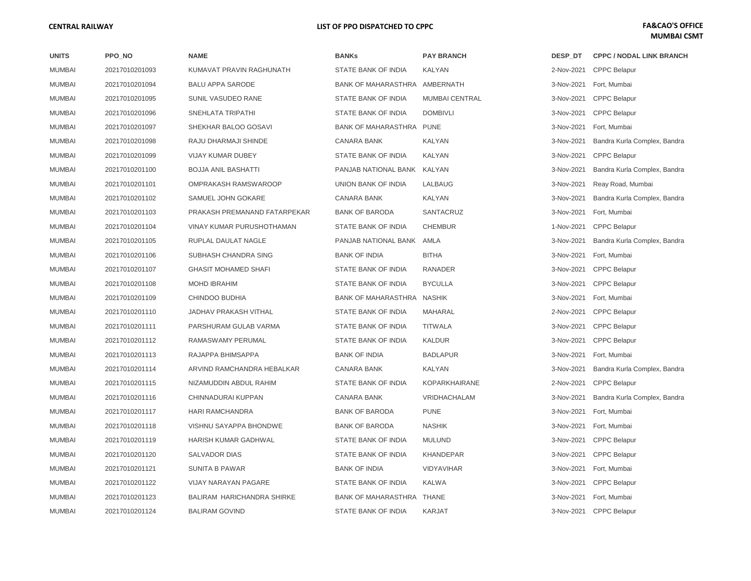| UNITS | PPO_NO | NAME | BANKs | PAY BRANCH | DESP_DT | CPPC / NODAL LINK BRANCH |
|---|---|---|---|---|---|---|
| MUMBAI | 20217010201093 | KUMAVAT PRAVIN RAGHUNATH | STATE BANK OF INDIA | KALYAN | 2-Nov-2021 | CPPC Belapur |
| MUMBAI | 20217010201094 | BALU APPA SARODE | BANK OF MAHARASHTRA | AMBERNATH | 3-Nov-2021 | Fort, Mumbai |
| MUMBAI | 20217010201095 | SUNIL VASUDEO RANE | STATE BANK OF INDIA | MUMBAI CENTRAL | 3-Nov-2021 | CPPC Belapur |
| MUMBAI | 20217010201096 | SNEHLATA TRIPATHI | STATE BANK OF INDIA | DOMBIVLI | 3-Nov-2021 | CPPC Belapur |
| MUMBAI | 20217010201097 | SHEKHAR BALOO GOSAVI | BANK OF MAHARASHTRA | PUNE | 3-Nov-2021 | Fort, Mumbai |
| MUMBAI | 20217010201098 | RAJU DHARMAJI SHINDE | CANARA BANK | KALYAN | 3-Nov-2021 | Bandra Kurla Complex, Bandra |
| MUMBAI | 20217010201099 | VIJAY KUMAR DUBEY | STATE BANK OF INDIA | KALYAN | 3-Nov-2021 | CPPC Belapur |
| MUMBAI | 20217010201100 | BOJJA ANIL BASHATTI | PANJAB NATIONAL BANK | KALYAN | 3-Nov-2021 | Bandra Kurla Complex, Bandra |
| MUMBAI | 20217010201101 | OMPRAKASH RAMSWAROOP | UNION BANK OF INDIA | LALBAUG | 3-Nov-2021 | Reay Road, Mumbai |
| MUMBAI | 20217010201102 | SAMUEL JOHN GOKARE | CANARA BANK | KALYAN | 3-Nov-2021 | Bandra Kurla Complex, Bandra |
| MUMBAI | 20217010201103 | PRAKASH PREMANAND FATARPEKAR | BANK OF BARODA | SANTACRUZ | 3-Nov-2021 | Fort, Mumbai |
| MUMBAI | 20217010201104 | VINAY KUMAR PURUSHOTHAMAN | STATE BANK OF INDIA | CHEMBUR | 1-Nov-2021 | CPPC Belapur |
| MUMBAI | 20217010201105 | RUPLAL DAULAT NAGLE | PANJAB NATIONAL BANK | AMLA | 3-Nov-2021 | Bandra Kurla Complex, Bandra |
| MUMBAI | 20217010201106 | SUBHASH CHANDRA SING | BANK OF INDIA | BITHA | 3-Nov-2021 | Fort, Mumbai |
| MUMBAI | 20217010201107 | GHASIT MOHAMED SHAFI | STATE BANK OF INDIA | RANADER | 3-Nov-2021 | CPPC Belapur |
| MUMBAI | 20217010201108 | MOHD IBRAHIM | STATE BANK OF INDIA | BYCULLA | 3-Nov-2021 | CPPC Belapur |
| MUMBAI | 20217010201109 | CHINDOO BUDHIA | BANK OF MAHARASHTRA | NASHIK | 3-Nov-2021 | Fort, Mumbai |
| MUMBAI | 20217010201110 | JADHAV PRAKASH VITHAL | STATE BANK OF INDIA | MAHARAL | 2-Nov-2021 | CPPC Belapur |
| MUMBAI | 20217010201111 | PARSHURAM GULAB VARMA | STATE BANK OF INDIA | TITWALA | 3-Nov-2021 | CPPC Belapur |
| MUMBAI | 20217010201112 | RAMASWAMY PERUMAL | STATE BANK OF INDIA | KALDUR | 3-Nov-2021 | CPPC Belapur |
| MUMBAI | 20217010201113 | RAJAPPA BHIMSAPPA | BANK OF INDIA | BADLAPUR | 3-Nov-2021 | Fort, Mumbai |
| MUMBAI | 20217010201114 | ARVIND RAMCHANDRA HEBALKAR | CANARA BANK | KALYAN | 3-Nov-2021 | Bandra Kurla Complex, Bandra |
| MUMBAI | 20217010201115 | NIZAMUDDIN ABDUL RAHIM | STATE BANK OF INDIA | KOPARKHAIRANE | 2-Nov-2021 | CPPC Belapur |
| MUMBAI | 20217010201116 | CHINNADURAI KUPPAN | CANARA BANK | VRIDHACHALAM | 3-Nov-2021 | Bandra Kurla Complex, Bandra |
| MUMBAI | 20217010201117 | HARI RAMCHANDRA | BANK OF BARODA | PUNE | 3-Nov-2021 | Fort, Mumbai |
| MUMBAI | 20217010201118 | VISHNU SAYAPPA BHONDWE | BANK OF BARODA | NASHIK | 3-Nov-2021 | Fort, Mumbai |
| MUMBAI | 20217010201119 | HARISH KUMAR GADHWAL | STATE BANK OF INDIA | MULUND | 3-Nov-2021 | CPPC Belapur |
| MUMBAI | 20217010201120 | SALVADOR DIAS | STATE BANK OF INDIA | KHANDEPAR | 3-Nov-2021 | CPPC Belapur |
| MUMBAI | 20217010201121 | SUNITA B PAWAR | BANK OF INDIA | VIDYAVIHAR | 3-Nov-2021 | Fort, Mumbai |
| MUMBAI | 20217010201122 | VIJAY NARAYAN PAGARE | STATE BANK OF INDIA | KALWA | 3-Nov-2021 | CPPC Belapur |
| MUMBAI | 20217010201123 | BALIRAM HARICHANDRA SHIRKE | BANK OF MAHARASHTRA | THANE | 3-Nov-2021 | Fort, Mumbai |
| MUMBAI | 20217010201124 | BALIRAM GOVIND | STATE BANK OF INDIA | KARJAT | 3-Nov-2021 | CPPC Belapur |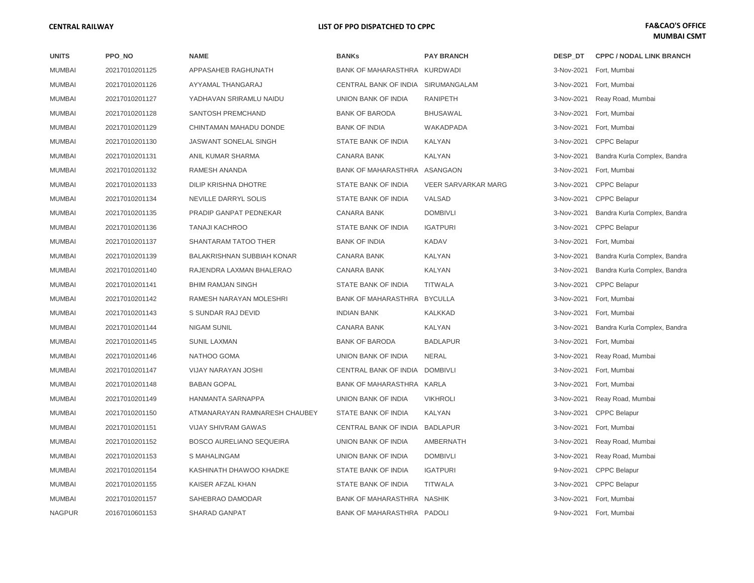| UNITS | PPO_NO | NAME | BANKs | PAY BRANCH | DESP_DT | CPPC / NODAL LINK BRANCH |
|---|---|---|---|---|---|---|
| MUMBAI | 20217010201125 | APPASAHEB RAGHUNATH | BANK OF MAHARASTHRA | KURDWADI | 3-Nov-2021 | Fort, Mumbai |
| MUMBAI | 20217010201126 | AYYAMAL THANGARAJ | CENTRAL BANK OF INDIA | SIRUMANGALAM | 3-Nov-2021 | Fort, Mumbai |
| MUMBAI | 20217010201127 | YADHAVAN SRIRAMLU NAIDU | UNION BANK OF INDIA | RANIPETH | 3-Nov-2021 | Reay Road, Mumbai |
| MUMBAI | 20217010201128 | SANTOSH PREMCHAND | BANK OF BARODA | BHUSAWAL | 3-Nov-2021 | Fort, Mumbai |
| MUMBAI | 20217010201129 | CHINTAMAN MAHADU DONDE | BANK OF INDIA | WAKADPADA | 3-Nov-2021 | Fort, Mumbai |
| MUMBAI | 20217010201130 | JASWANT SONELAL SINGH | STATE BANK OF INDIA | KALYAN | 3-Nov-2021 | CPPC Belapur |
| MUMBAI | 20217010201131 | ANIL KUMAR SHARMA | CANARA BANK | KALYAN | 3-Nov-2021 | Bandra Kurla Complex, Bandra |
| MUMBAI | 20217010201132 | RAMESH ANANDA | BANK OF MAHARASTHRA | ASANGAON | 3-Nov-2021 | Fort, Mumbai |
| MUMBAI | 20217010201133 | DILIP KRISHNA DHOTRE | STATE BANK OF INDIA | VEER SARVARKAR MARG | 3-Nov-2021 | CPPC Belapur |
| MUMBAI | 20217010201134 | NEVILLE DARRYL SOLIS | STATE BANK OF INDIA | VALSAD | 3-Nov-2021 | CPPC Belapur |
| MUMBAI | 20217010201135 | PRADIP GANPAT PEDNEKAR | CANARA BANK | DOMBIVLI | 3-Nov-2021 | Bandra Kurla Complex, Bandra |
| MUMBAI | 20217010201136 | TANAJI KACHROO | STATE BANK OF INDIA | IGATPURI | 3-Nov-2021 | CPPC Belapur |
| MUMBAI | 20217010201137 | SHANTARAM TATOO THER | BANK OF INDIA | KADAV | 3-Nov-2021 | Fort, Mumbai |
| MUMBAI | 20217010201139 | BALAKRISHNAN SUBBIAH KONAR | CANARA BANK | KALYAN | 3-Nov-2021 | Bandra Kurla Complex, Bandra |
| MUMBAI | 20217010201140 | RAJENDRA LAXMAN BHALERAO | CANARA BANK | KALYAN | 3-Nov-2021 | Bandra Kurla Complex, Bandra |
| MUMBAI | 20217010201141 | BHIM RAMJAN SINGH | STATE BANK OF INDIA | TITWALA | 3-Nov-2021 | CPPC Belapur |
| MUMBAI | 20217010201142 | RAMESH NARAYAN MOLESHRI | BANK OF MAHARASTHRA | BYCULLA | 3-Nov-2021 | Fort, Mumbai |
| MUMBAI | 20217010201143 | S SUNDAR RAJ DEVID | INDIAN BANK | KALKKAD | 3-Nov-2021 | Fort, Mumbai |
| MUMBAI | 20217010201144 | NIGAM SUNIL | CANARA BANK | KALYAN | 3-Nov-2021 | Bandra Kurla Complex, Bandra |
| MUMBAI | 20217010201145 | SUNIL LAXMAN | BANK OF BARODA | BADLAPUR | 3-Nov-2021 | Fort, Mumbai |
| MUMBAI | 20217010201146 | NATHOO GOMA | UNION BANK OF INDIA | NERAL | 3-Nov-2021 | Reay Road, Mumbai |
| MUMBAI | 20217010201147 | VIJAY NARAYAN JOSHI | CENTRAL BANK OF INDIA | DOMBIVLI | 3-Nov-2021 | Fort, Mumbai |
| MUMBAI | 20217010201148 | BABAN GOPAL | BANK OF MAHARASTHRA | KARLA | 3-Nov-2021 | Fort, Mumbai |
| MUMBAI | 20217010201149 | HANMANTA SARNAPPA | UNION BANK OF INDIA | VIKHROLI | 3-Nov-2021 | Reay Road, Mumbai |
| MUMBAI | 20217010201150 | ATMANARAYAN RAMNARESH CHAUBEY | STATE BANK OF INDIA | KALYAN | 3-Nov-2021 | CPPC Belapur |
| MUMBAI | 20217010201151 | VIJAY SHIVRAM GAWAS | CENTRAL BANK OF INDIA | BADLAPUR | 3-Nov-2021 | Fort, Mumbai |
| MUMBAI | 20217010201152 | BOSCO AURELIANO SEQUEIRA | UNION BANK OF INDIA | AMBERNATH | 3-Nov-2021 | Reay Road, Mumbai |
| MUMBAI | 20217010201153 | S MAHALINGAM | UNION BANK OF INDIA | DOMBIVLI | 3-Nov-2021 | Reay Road, Mumbai |
| MUMBAI | 20217010201154 | KASHINATH DHAWOO KHADKE | STATE BANK OF INDIA | IGATPURI | 9-Nov-2021 | CPPC Belapur |
| MUMBAI | 20217010201155 | KAISER AFZAL KHAN | STATE BANK OF INDIA | TITWALA | 3-Nov-2021 | CPPC Belapur |
| MUMBAI | 20217010201157 | SAHEBRAO DAMODAR | BANK OF MAHARASTHRA | NASHIK | 3-Nov-2021 | Fort, Mumbai |
| NAGPUR | 20167010601153 | SHARAD GANPAT | BANK OF MAHARASTHRA | PADOLI | 9-Nov-2021 | Fort, Mumbai |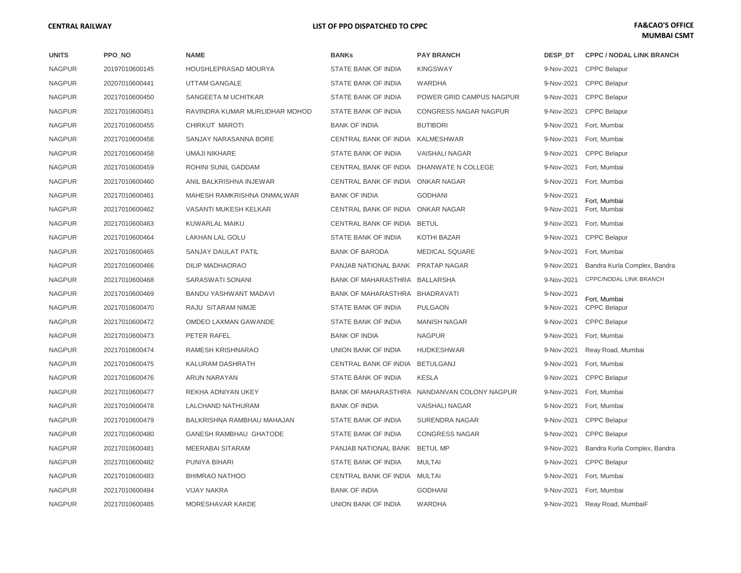**CENTRAL RAILWAY** | **LIST OF PPO DISPATCHED TO CPPC** | **FA&CAO'S OFFICE MUMBAI CSMT**

| UNITS | PPO_NO | NAME | BANKs | PAY BRANCH | DESP_DT | CPPC / NODAL LINK BRANCH |
|---|---|---|---|---|---|---|
| NAGPUR | 20197010600145 | HOUSHLEPRASAD MOURYA | STATE BANK OF INDIA | KINGSWAY | 9-Nov-2021 | CPPC Belapur |
| NAGPUR | 20207010600441 | UTTAM GANGALE | STATE BANK OF INDIA | WARDHA | 9-Nov-2021 | CPPC Belapur |
| NAGPUR | 20217010600450 | SANGEETA M UCHITKAR | STATE BANK OF INDIA | POWER GRID CAMPUS NAGPUR | 9-Nov-2021 | CPPC Belapur |
| NAGPUR | 20217010600451 | RAVINDRA KUMAR MURLIDHAR MOHOD | STATE BANK OF INDIA | CONGRESS NAGAR NAGPUR | 9-Nov-2021 | CPPC Belapur |
| NAGPUR | 20217010600455 | CHIRKUT MAROTI | BANK OF INDIA | BUTIBORI | 9-Nov-2021 | Fort, Mumbai |
| NAGPUR | 20217010600456 | SANJAY NARASANNA BORE | CENTRAL BANK OF INDIA | KALMESHWAR | 9-Nov-2021 | Fort, Mumbai |
| NAGPUR | 20217010600458 | UMAJI NIKHARE | STATE BANK OF INDIA | VAISHALI NAGAR | 9-Nov-2021 | CPPC Belapur |
| NAGPUR | 20217010600459 | ROHINI SUNIL GADDAM | CENTRAL BANK OF INDIA | DHANWATE N COLLEGE | 9-Nov-2021 | Fort, Mumbai |
| NAGPUR | 20217010600460 | ANIL BALKRISHNA INJEWAR | CENTRAL BANK OF INDIA | ONKAR NAGAR | 9-Nov-2021 | Fort, Mumbai |
| NAGPUR | 20217010600461 | MAHESH RAMKRISHNA ONMALWAR | BANK OF INDIA | GODHANI | 9-Nov-2021 | Fort, Mumbai |
| NAGPUR | 20217010600462 | VASANTI MUKESH KELKAR | CENTRAL BANK OF INDIA | ONKAR NAGAR | 9-Nov-2021 | Fort, Mumbai |
| NAGPUR | 20217010600463 | KUWARLAL MAIKU | CENTRAL BANK OF INDIA | BETUL | 9-Nov-2021 | Fort, Mumbai |
| NAGPUR | 20217010600464 | LAKHAN LAL GOLU | STATE BANK OF INDIA | KOTHI BAZAR | 9-Nov-2021 | CPPC Belapur |
| NAGPUR | 20217010600465 | SANJAY DAULAT PATIL | BANK OF BARODA | MEDICAL SQUARE | 9-Nov-2021 | Fort, Mumbai |
| NAGPUR | 20217010600466 | DILIP MADHAORAO | PANJAB NATIONAL BANK | PRATAP NAGAR | 9-Nov-2021 | Bandra Kurla Complex, Bandra |
| NAGPUR | 20217010600468 | SARASWATI SONANI | BANK OF MAHARASTHRA | BALLARSHA | 9-Nov-2021 | CPPC/NODAL LINK BRANCH |
| NAGPUR | 20217010600469 | BANDU YASHWANT MADAVI | BANK OF MAHARASTHRA | BHADRAVATI | 9-Nov-2021 | Fort, Mumbai |
| NAGPUR | 20217010600470 | RAJU SITARAM NIMJE | STATE BANK OF INDIA | PULGAON | 9-Nov-2021 | CPPC Belapur |
| NAGPUR | 20217010600472 | OMDEO LAXMAN GAWANDE | STATE BANK OF INDIA | MANISH NAGAR | 9-Nov-2021 | CPPC Belapur |
| NAGPUR | 20217010600473 | PETER RAFEL | BANK OF INDIA | NAGPUR | 9-Nov-2021 | Fort, Mumbai |
| NAGPUR | 20217010600474 | RAMESH KRISHNARAO | UNION BANK OF INDIA | HUDKESHWAR | 9-Nov-2021 | Reay Road, Mumbai |
| NAGPUR | 20217010600475 | KALURAM DASHRATH | CENTRAL BANK OF INDIA | BETULGANJ | 9-Nov-2021 | Fort, Mumbai |
| NAGPUR | 20217010600476 | ARUN NARAYAN | STATE BANK OF INDIA | KESLA | 9-Nov-2021 | CPPC Belapur |
| NAGPUR | 20217010600477 | REKHA ADNIYAN UKEY | BANK OF MAHARASTHRA | NANDANVAN COLONY NAGPUR | 9-Nov-2021 | Fort, Mumbai |
| NAGPUR | 20217010600478 | LALCHAND NATHURAM | BANK OF INDIA | VAISHALI NAGAR | 9-Nov-2021 | Fort, Mumbai |
| NAGPUR | 20217010600479 | BALKRISHNA RAMBHAU MAHAJAN | STATE BANK OF INDIA | SURENDRA NAGAR | 9-Nov-2021 | CPPC Belapur |
| NAGPUR | 20217010600480 | GANESH RAMBHAU GHATODE | STATE BANK OF INDIA | CONGRESS NAGAR | 9-Nov-2021 | CPPC Belapur |
| NAGPUR | 20217010600481 | MEERABAI SITARAM | PANJAB NATIONAL BANK | BETUL MP | 9-Nov-2021 | Bandra Kurla Complex, Bandra |
| NAGPUR | 20217010600482 | PUNIYA BIHARI | STATE BANK OF INDIA | MULTAI | 9-Nov-2021 | CPPC Belapur |
| NAGPUR | 20217010600483 | BHIMRAO NATHOO | CENTRAL BANK OF INDIA | MULTAI | 9-Nov-2021 | Fort, Mumbai |
| NAGPUR | 20217010600484 | VIJAY NAKRA | BANK OF INDIA | GODHANI | 9-Nov-2021 | Fort, Mumbai |
| NAGPUR | 20217010600485 | MORESHAVAR KAKDE | UNION BANK OF INDIA | WARDHA | 9-Nov-2021 | Reay Road, MumbaiF |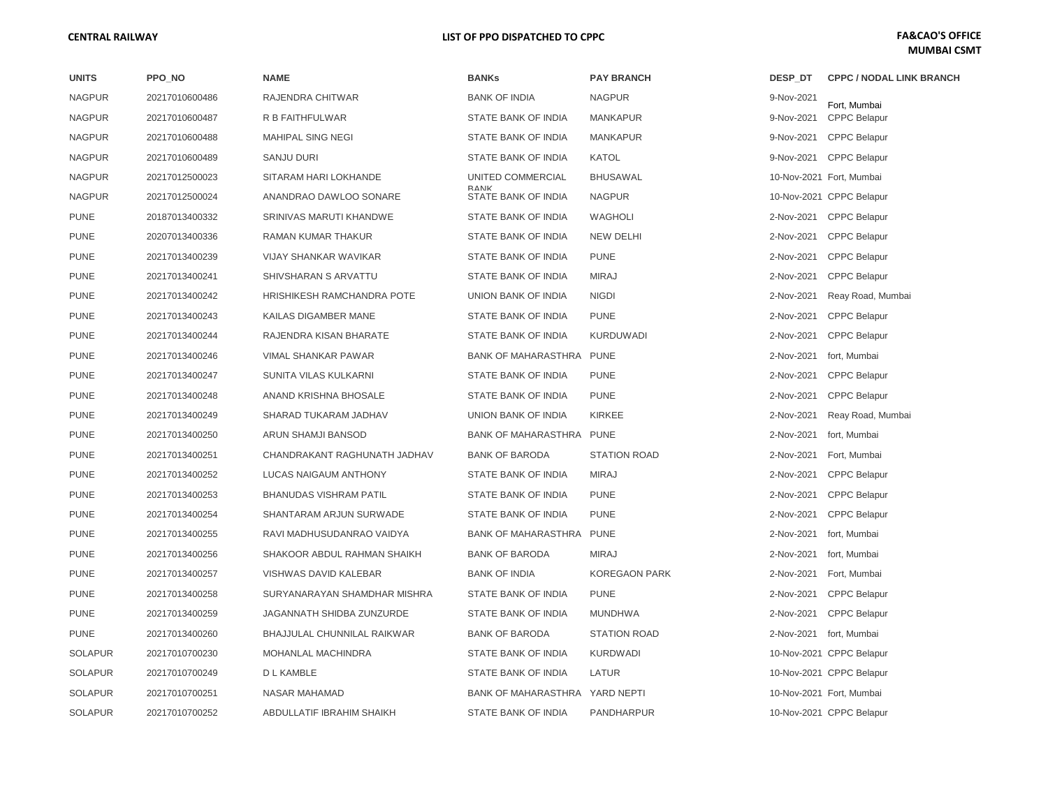**CENTRAL RAILWAY** | **LIST OF PPO DISPATCHED TO CPPC** | **FA&CAO'S OFFICE MUMBAI CSMT**

| UNITS | PPO_NO | NAME | BANKs | PAY BRANCH | DESP_DT | CPPC / NODAL LINK BRANCH |
|---|---|---|---|---|---|---|
| NAGPUR | 20217010600486 | RAJENDRA CHITWAR | BANK OF INDIA | NAGPUR | 9-Nov-2021 | Fort, Mumbai |
| NAGPUR | 20217010600487 | R B FAITHFULWAR | STATE BANK OF INDIA | MANKAPUR | 9-Nov-2021 | CPPC Belapur |
| NAGPUR | 20217010600488 | MAHIPAL SING NEGI | STATE BANK OF INDIA | MANKAPUR | 9-Nov-2021 | CPPC Belapur |
| NAGPUR | 20217010600489 | SANJU DURI | STATE BANK OF INDIA | KATOL | 9-Nov-2021 | CPPC Belapur |
| NAGPUR | 20217012500023 | SITARAM HARI LOKHANDE | UNITED COMMERCIAL BANK | BHUSAWAL | 10-Nov-2021 | Fort, Mumbai |
| NAGPUR | 20217012500024 | ANANDRAO DAWLOO SONARE | STATE BANK OF INDIA | NAGPUR | 10-Nov-2021 | CPPC Belapur |
| PUNE | 20187013400332 | SRINIVAS MARUTI KHANDWE | STATE BANK OF INDIA | WAGHOLI | 2-Nov-2021 | CPPC Belapur |
| PUNE | 20207013400336 | RAMAN KUMAR THAKUR | STATE BANK OF INDIA | NEW DELHI | 2-Nov-2021 | CPPC Belapur |
| PUNE | 20217013400239 | VIJAY SHANKAR WAVIKAR | STATE BANK OF INDIA | PUNE | 2-Nov-2021 | CPPC Belapur |
| PUNE | 20217013400241 | SHIVSHARAN S ARVATTU | STATE BANK OF INDIA | MIRAJ | 2-Nov-2021 | CPPC Belapur |
| PUNE | 20217013400242 | HRISHIKESH RAMCHANDRA POTE | UNION BANK OF INDIA | NIGDI | 2-Nov-2021 | Reay Road, Mumbai |
| PUNE | 20217013400243 | KAILAS DIGAMBER MANE | STATE BANK OF INDIA | PUNE | 2-Nov-2021 | CPPC Belapur |
| PUNE | 20217013400244 | RAJENDRA KISAN BHARATE | STATE BANK OF INDIA | KURDUWADI | 2-Nov-2021 | CPPC Belapur |
| PUNE | 20217013400246 | VIMAL SHANKAR PAWAR | BANK OF MAHARASTHRA | PUNE | 2-Nov-2021 | fort, Mumbai |
| PUNE | 20217013400247 | SUNITA VILAS KULKARNI | STATE BANK OF INDIA | PUNE | 2-Nov-2021 | CPPC Belapur |
| PUNE | 20217013400248 | ANAND KRISHNA BHOSALE | STATE BANK OF INDIA | PUNE | 2-Nov-2021 | CPPC Belapur |
| PUNE | 20217013400249 | SHARAD TUKARAM JADHAV | UNION BANK OF INDIA | KIRKEE | 2-Nov-2021 | Reay Road, Mumbai |
| PUNE | 20217013400250 | ARUN SHAMJI BANSOD | BANK OF MAHARASTHRA | PUNE | 2-Nov-2021 | fort, Mumbai |
| PUNE | 20217013400251 | CHANDRAKANT RAGHUNATH JADHAV | BANK OF BARODA | STATION ROAD | 2-Nov-2021 | Fort, Mumbai |
| PUNE | 20217013400252 | LUCAS NAIGAUM ANTHONY | STATE BANK OF INDIA | MIRAJ | 2-Nov-2021 | CPPC Belapur |
| PUNE | 20217013400253 | BHANUDAS VISHRAM PATIL | STATE BANK OF INDIA | PUNE | 2-Nov-2021 | CPPC Belapur |
| PUNE | 20217013400254 | SHANTARAM ARJUN SURWADE | STATE BANK OF INDIA | PUNE | 2-Nov-2021 | CPPC Belapur |
| PUNE | 20217013400255 | RAVI MADHUSUDANRAO VAIDYA | BANK OF MAHARASTHRA | PUNE | 2-Nov-2021 | fort, Mumbai |
| PUNE | 20217013400256 | SHAKOOR ABDUL RAHMAN SHAIKH | BANK OF BARODA | MIRAJ | 2-Nov-2021 | fort, Mumbai |
| PUNE | 20217013400257 | VISHWAS DAVID KALEBAR | BANK OF INDIA | KOREGAON PARK | 2-Nov-2021 | Fort, Mumbai |
| PUNE | 20217013400258 | SURYANARAYAN SHAMDHAR MISHRA | STATE BANK OF INDIA | PUNE | 2-Nov-2021 | CPPC Belapur |
| PUNE | 20217013400259 | JAGANNATH SHIDBA ZUNZURDE | STATE BANK OF INDIA | MUNDHWA | 2-Nov-2021 | CPPC Belapur |
| PUNE | 20217013400260 | BHAJJULAL CHUNNILAL RAIKWAR | BANK OF BARODA | STATION ROAD | 2-Nov-2021 | fort, Mumbai |
| SOLAPUR | 20217010700230 | MOHANLAL MACHINDRA | STATE BANK OF INDIA | KURDWADI | 10-Nov-2021 | CPPC Belapur |
| SOLAPUR | 20217010700249 | D L KAMBLE | STATE BANK OF INDIA | LATUR | 10-Nov-2021 | CPPC Belapur |
| SOLAPUR | 20217010700251 | NASAR MAHAMAD | BANK OF MAHARASTHRA | YARD NEPTI | 10-Nov-2021 | Fort, Mumbai |
| SOLAPUR | 20217010700252 | ABDULLATIF IBRAHIM SHAIKH | STATE BANK OF INDIA | PANDHARPUR | 10-Nov-2021 | CPPC Belapur |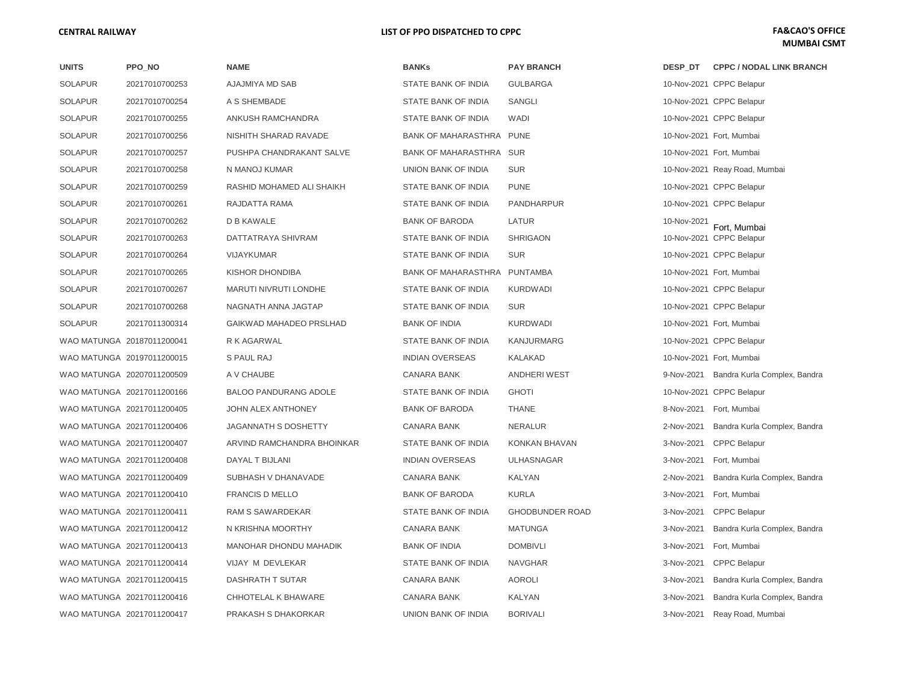CENTRAL RAILWAY | LIST OF PPO DISPATCHED TO CPPC | FA&CAO'S OFFICE MUMBAI CSMT

| UNITS | PPO_NO | NAME | BANKs | PAY BRANCH | DESP_DT | CPPC / NODAL LINK BRANCH |
|---|---|---|---|---|---|---|
| SOLAPUR | 20217010700253 | AJAJMIYA MD SAB | STATE BANK OF INDIA | GULBARGA | 10-Nov-2021 | CPPC Belapur |
| SOLAPUR | 20217010700254 | A S SHEMBADE | STATE BANK OF INDIA | SANGLI | 10-Nov-2021 | CPPC Belapur |
| SOLAPUR | 20217010700255 | ANKUSH RAMCHANDRA | STATE BANK OF INDIA | WADI | 10-Nov-2021 | CPPC Belapur |
| SOLAPUR | 20217010700256 | NISHITH SHARAD RAVADE | BANK OF MAHARASTHRA | PUNE | 10-Nov-2021 | Fort, Mumbai |
| SOLAPUR | 20217010700257 | PUSHPA CHANDRAKANT SALVE | BANK OF MAHARASTHRA | SUR | 10-Nov-2021 | Fort, Mumbai |
| SOLAPUR | 20217010700258 | N MANOJ KUMAR | UNION BANK OF INDIA | SUR | 10-Nov-2021 | Reay Road, Mumbai |
| SOLAPUR | 20217010700259 | RASHID MOHAMED ALI SHAIKH | STATE BANK OF INDIA | PUNE | 10-Nov-2021 | CPPC Belapur |
| SOLAPUR | 20217010700261 | RAJDATTA RAMA | STATE BANK OF INDIA | PANDHARPUR | 10-Nov-2021 | CPPC Belapur |
| SOLAPUR | 20217010700262 | D B KAWALE | BANK OF BARODA | LATUR | 10-Nov-2021 | Fort, Mumbai |
| SOLAPUR | 20217010700263 | DATTATRAYA SHIVRAM | STATE BANK OF INDIA | SHRIGAON | 10-Nov-2021 | CPPC Belapur |
| SOLAPUR | 20217010700264 | VIJAYKUMAR | STATE BANK OF INDIA | SUR | 10-Nov-2021 | CPPC Belapur |
| SOLAPUR | 20217010700265 | KISHOR DHONDIBA | BANK OF MAHARASTHRA | PUNTAMBA | 10-Nov-2021 | Fort, Mumbai |
| SOLAPUR | 20217010700267 | MARUTI NIVRUTI LONDHE | STATE BANK OF INDIA | KURDWADI | 10-Nov-2021 | CPPC Belapur |
| SOLAPUR | 20217010700268 | NAGNATH ANNA JAGTAP | STATE BANK OF INDIA | SUR | 10-Nov-2021 | CPPC Belapur |
| SOLAPUR | 20217011300314 | GAIKWAD MAHADEO PRSLHAD | BANK OF INDIA | KURDWADI | 10-Nov-2021 | Fort, Mumbai |
| WAO MATUNGA | 20187011200041 | R K AGARWAL | STATE BANK OF INDIA | KANJURMARG | 10-Nov-2021 | CPPC Belapur |
| WAO MATUNGA | 20197011200015 | S PAUL RAJ | INDIAN OVERSEAS | KALAKAD | 10-Nov-2021 | Fort, Mumbai |
| WAO MATUNGA | 20207011200509 | A V CHAUBE | CANARA BANK | ANDHERI WEST | 9-Nov-2021 | Bandra Kurla Complex, Bandra |
| WAO MATUNGA | 20217011200166 | BALOO PANDURANG ADOLE | STATE BANK OF INDIA | GHOTI | 10-Nov-2021 | CPPC Belapur |
| WAO MATUNGA | 20217011200405 | JOHN ALEX ANTHONEY | BANK OF BARODA | THANE | 8-Nov-2021 | Fort, Mumbai |
| WAO MATUNGA | 20217011200406 | JAGANNATH S DOSHETTY | CANARA BANK | NERALUR | 2-Nov-2021 | Bandra Kurla Complex, Bandra |
| WAO MATUNGA | 20217011200407 | ARVIND RAMCHANDRA BHOINKAR | STATE BANK OF INDIA | KONKAN BHAVAN | 3-Nov-2021 | CPPC Belapur |
| WAO MATUNGA | 20217011200408 | DAYAL T BIJLANI | INDIAN OVERSEAS | ULHASNAGAR | 3-Nov-2021 | Fort, Mumbai |
| WAO MATUNGA | 20217011200409 | SUBHASH V DHANAVADE | CANARA BANK | KALYAN | 2-Nov-2021 | Bandra Kurla Complex, Bandra |
| WAO MATUNGA | 20217011200410 | FRANCIS D MELLO | BANK OF BARODA | KURLA | 3-Nov-2021 | Fort, Mumbai |
| WAO MATUNGA | 20217011200411 | RAM S SAWARDEKAR | STATE BANK OF INDIA | GHODBUNDER ROAD | 3-Nov-2021 | CPPC Belapur |
| WAO MATUNGA | 20217011200412 | N KRISHNA MOORTHY | CANARA BANK | MATUNGA | 3-Nov-2021 | Bandra Kurla Complex, Bandra |
| WAO MATUNGA | 20217011200413 | MANOHAR DHONDU MAHADIK | BANK OF INDIA | DOMBIVLI | 3-Nov-2021 | Fort, Mumbai |
| WAO MATUNGA | 20217011200414 | VIJAY M DEVLEKAR | STATE BANK OF INDIA | NAVGHAR | 3-Nov-2021 | CPPC Belapur |
| WAO MATUNGA | 20217011200415 | DASHRATH T SUTAR | CANARA BANK | AOROLI | 3-Nov-2021 | Bandra Kurla Complex, Bandra |
| WAO MATUNGA | 20217011200416 | CHHOTELAL K BHAWARE | CANARA BANK | KALYAN | 3-Nov-2021 | Bandra Kurla Complex, Bandra |
| WAO MATUNGA | 20217011200417 | PRAKASH S DHAKORKAR | UNION BANK OF INDIA | BORIVALI | 3-Nov-2021 | Reay Road, Mumbai |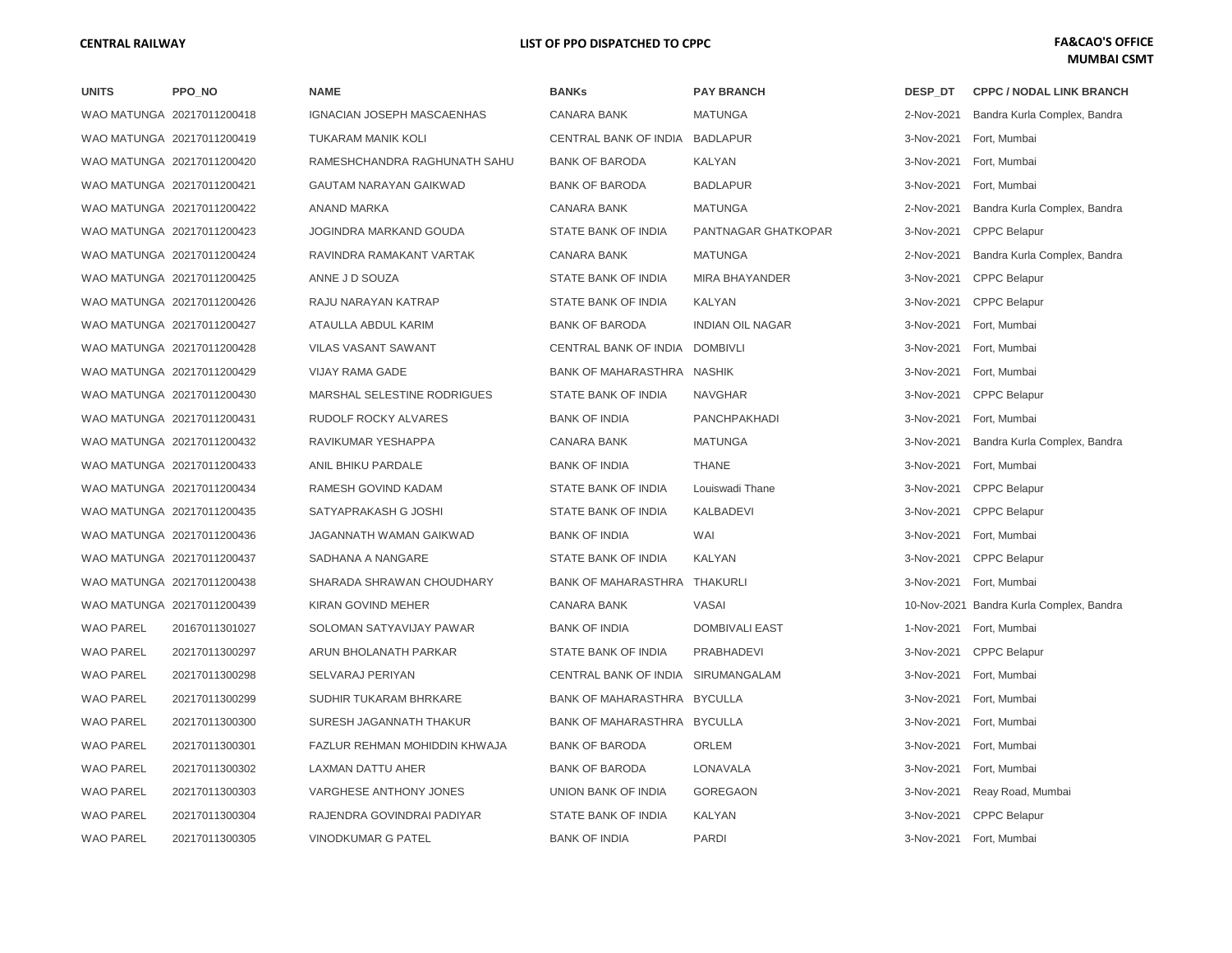| UNITS | PPO_NO | NAME | BANKs | PAY BRANCH | DESP_DT | CPPC / NODAL LINK BRANCH |
|---|---|---|---|---|---|---|
| WAO MATUNGA | 20217011200418 | IGNACIAN JOSEPH MASCAENHAS | CANARA BANK | MATUNGA | 2-Nov-2021 | Bandra Kurla Complex, Bandra |
| WAO MATUNGA | 20217011200419 | TUKARAM MANIK KOLI | CENTRAL BANK OF INDIA | BADLAPUR | 3-Nov-2021 | Fort, Mumbai |
| WAO MATUNGA | 20217011200420 | RAMESHCHANDRA RAGHUNATH SAHU | BANK OF BARODA | KALYAN | 3-Nov-2021 | Fort, Mumbai |
| WAO MATUNGA | 20217011200421 | GAUTAM NARAYAN GAIKWAD | BANK OF BARODA | BADLAPUR | 3-Nov-2021 | Fort, Mumbai |
| WAO MATUNGA | 20217011200422 | ANAND MARKA | CANARA BANK | MATUNGA | 2-Nov-2021 | Bandra Kurla Complex, Bandra |
| WAO MATUNGA | 20217011200423 | JOGINDRA MARKAND GOUDA | STATE BANK OF INDIA | PANTNAGAR GHATKOPAR | 3-Nov-2021 | CPPC Belapur |
| WAO MATUNGA | 20217011200424 | RAVINDRA RAMAKANT VARTAK | CANARA BANK | MATUNGA | 2-Nov-2021 | Bandra Kurla Complex, Bandra |
| WAO MATUNGA | 20217011200425 | ANNE J D SOUZA | STATE BANK OF INDIA | MIRA BHAYANDER | 3-Nov-2021 | CPPC Belapur |
| WAO MATUNGA | 20217011200426 | RAJU NARAYAN KATRAP | STATE BANK OF INDIA | KALYAN | 3-Nov-2021 | CPPC Belapur |
| WAO MATUNGA | 20217011200427 | ATAULLA ABDUL KARIM | BANK OF BARODA | INDIAN OIL NAGAR | 3-Nov-2021 | Fort, Mumbai |
| WAO MATUNGA | 20217011200428 | VILAS VASANT SAWANT | CENTRAL BANK OF INDIA | DOMBIVLI | 3-Nov-2021 | Fort, Mumbai |
| WAO MATUNGA | 20217011200429 | VIJAY RAMA GADE | BANK OF MAHARASTHRA | NASHIK | 3-Nov-2021 | Fort, Mumbai |
| WAO MATUNGA | 20217011200430 | MARSHAL SELESTINE RODRIGUES | STATE BANK OF INDIA | NAVGHAR | 3-Nov-2021 | CPPC Belapur |
| WAO MATUNGA | 20217011200431 | RUDOLF ROCKY ALVARES | BANK OF INDIA | PANCHPAKHADI | 3-Nov-2021 | Fort, Mumbai |
| WAO MATUNGA | 20217011200432 | RAVIKUMAR YESHAPPA | CANARA BANK | MATUNGA | 3-Nov-2021 | Bandra Kurla Complex, Bandra |
| WAO MATUNGA | 20217011200433 | ANIL BHIKU PARDALE | BANK OF INDIA | THANE | 3-Nov-2021 | Fort, Mumbai |
| WAO MATUNGA | 20217011200434 | RAMESH GOVIND KADAM | STATE BANK OF INDIA | Louiswadi Thane | 3-Nov-2021 | CPPC Belapur |
| WAO MATUNGA | 20217011200435 | SATYAPRAKASH G JOSHI | STATE BANK OF INDIA | KALBADEVI | 3-Nov-2021 | CPPC Belapur |
| WAO MATUNGA | 20217011200436 | JAGANNATH WAMAN GAIKWAD | BANK OF INDIA | WAI | 3-Nov-2021 | Fort, Mumbai |
| WAO MATUNGA | 20217011200437 | SADHANA A NANGARE | STATE BANK OF INDIA | KALYAN | 3-Nov-2021 | CPPC Belapur |
| WAO MATUNGA | 20217011200438 | SHARADA SHRAWAN CHOUDHARY | BANK OF MAHARASTHRA | THAKURLI | 3-Nov-2021 | Fort, Mumbai |
| WAO MATUNGA | 20217011200439 | KIRAN GOVIND MEHER | CANARA BANK | VASAI | 10-Nov-2021 | Bandra Kurla Complex, Bandra |
| WAO PAREL | 20167011301027 | SOLOMAN SATYAVIJAY PAWAR | BANK OF INDIA | DOMBIVALI EAST | 1-Nov-2021 | Fort, Mumbai |
| WAO PAREL | 20217011300297 | ARUN BHOLANATH PARKAR | STATE BANK OF INDIA | PRABHADEVI | 3-Nov-2021 | CPPC Belapur |
| WAO PAREL | 20217011300298 | SELVARAJ PERIYAN | CENTRAL BANK OF INDIA | SIRUMANGALAM | 3-Nov-2021 | Fort, Mumbai |
| WAO PAREL | 20217011300299 | SUDHIR TUKARAM BHRKARE | BANK OF MAHARASTHRA | BYCULLA | 3-Nov-2021 | Fort, Mumbai |
| WAO PAREL | 20217011300300 | SURESH JAGANNATH THAKUR | BANK OF MAHARASTHRA | BYCULLA | 3-Nov-2021 | Fort, Mumbai |
| WAO PAREL | 20217011300301 | FAZLUR REHMAN MOHIDDIN KHWAJA | BANK OF BARODA | ORLEM | 3-Nov-2021 | Fort, Mumbai |
| WAO PAREL | 20217011300302 | LAXMAN DATTU AHER | BANK OF BARODA | LONAVALA | 3-Nov-2021 | Fort, Mumbai |
| WAO PAREL | 20217011300303 | VARGHESE ANTHONY JONES | UNION BANK OF INDIA | GOREGAON | 3-Nov-2021 | Reay Road, Mumbai |
| WAO PAREL | 20217011300304 | RAJENDRA GOVINDRAI PADIYAR | STATE BANK OF INDIA | KALYAN | 3-Nov-2021 | CPPC Belapur |
| WAO PAREL | 20217011300305 | VINODKUMAR G PATEL | BANK OF INDIA | PARDI | 3-Nov-2021 | Fort, Mumbai |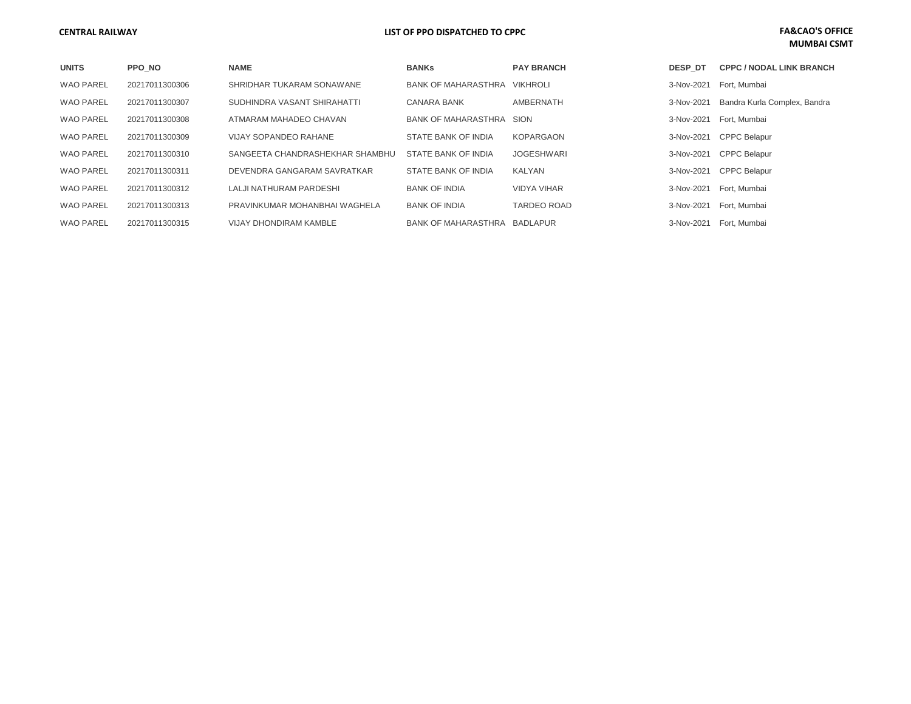| UNITS | PPO_NO | NAME | BANKs | PAY BRANCH | DESP_DT | CPPC / NODAL LINK BRANCH |
|---|---|---|---|---|---|---|
| WAO PAREL | 20217011300306 | SHRIDHAR TUKARAM SONAWANE | BANK OF MAHARASTHRA | VIKHROLI | 3-Nov-2021 | Fort, Mumbai |
| WAO PAREL | 20217011300307 | SUDHINDRA VASANT SHIRAHATTI | CANARA BANK | AMBERNATH | 3-Nov-2021 | Bandra Kurla Complex, Bandra |
| WAO PAREL | 20217011300308 | ATMARAM MAHADEO CHAVAN | BANK OF MAHARASTHRA | SION | 3-Nov-2021 | Fort, Mumbai |
| WAO PAREL | 20217011300309 | VIJAY SOPANDEO RAHANE | STATE BANK OF INDIA | KOPARGAON | 3-Nov-2021 | CPPC Belapur |
| WAO PAREL | 20217011300310 | SANGEETA CHANDRASHEKHAR SHAMBHU | STATE BANK OF INDIA | JOGESHWARI | 3-Nov-2021 | CPPC Belapur |
| WAO PAREL | 20217011300311 | DEVENDRA GANGARAM SAVRATKAR | STATE BANK OF INDIA | KALYAN | 3-Nov-2021 | CPPC Belapur |
| WAO PAREL | 20217011300312 | LALJI NATHURAM PARDESHI | BANK OF INDIA | VIDYA VIHAR | 3-Nov-2021 | Fort, Mumbai |
| WAO PAREL | 20217011300313 | PRAVINKUMAR MOHANBHAI WAGHELA | BANK OF INDIA | TARDEO ROAD | 3-Nov-2021 | Fort, Mumbai |
| WAO PAREL | 20217011300315 | VIJAY DHONDIRAM KAMBLE | BANK OF MAHARASTHRA | BADLAPUR | 3-Nov-2021 | Fort, Mumbai |